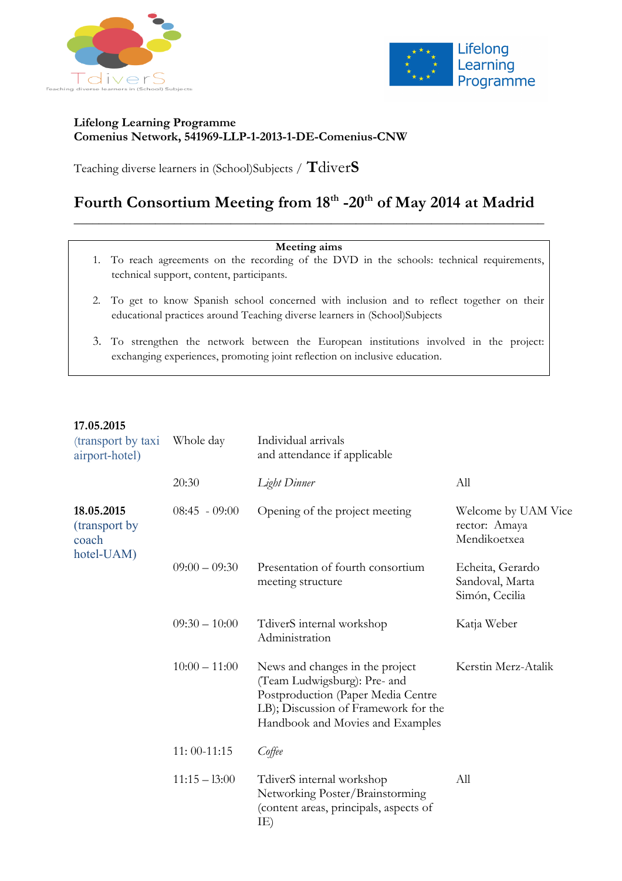**Lifelong Learning Programme**
**Comenius Network, 541969-LLP-1-2013-1-DE-Comenius-CNW**

Teaching diverse learners in (School)Subjects / **TdiverS**

# Fourth Consortium Meeting from 18th -20th of May 2014 at Madrid

---

**Meeting aims**

1. To reach agreements on the recording of the DVD in the schools: technical requirements, technical support, content, participants.
2. To get to know Spanish school concerned with inclusion and to reflect together on their educational practices around Teaching diverse learners in (School)Subjects
3. To strengthen the network between the European institutions involved in the project: exchanging experiences, promoting joint reflection on inclusive education.

| | | | |
|---|---|---|---|
| **17.05.2015** (transport by taxi airport-hotel) | Whole day | Individual arrivals and attendance if applicable | |
| | 20:30 | *Light Dinner* | All |
| **18.05.2015** (transport by coach hotel-UAM) | 08:45 - 09:00 | Opening of the project meeting | Welcome by UAM Vice rector: Amaya Mendikoetxea |
| | 09:00 – 09:30 | Presentation of fourth consortium meeting structure | Echeita, Gerardo Sandoval, Marta Simón, Cecilia |
| | 09:30 – 10:00 | TdiverS internal workshop Administration | Katja Weber |
| | 10:00 – 11:00 | News and changes in the project (Team Ludwigsburg): Pre- and Postproduction (Paper Media Centre LB); Discussion of Framework for the Handbook and Movies and Examples | Kerstin Merz-Atalik |
| | 11: 00-11:15 | *Coffee* | |
| | 11:15 – 13:00 | TdiverS internal workshop Networking Poster/Brainstorming (content areas, principals, aspects of IE) | All |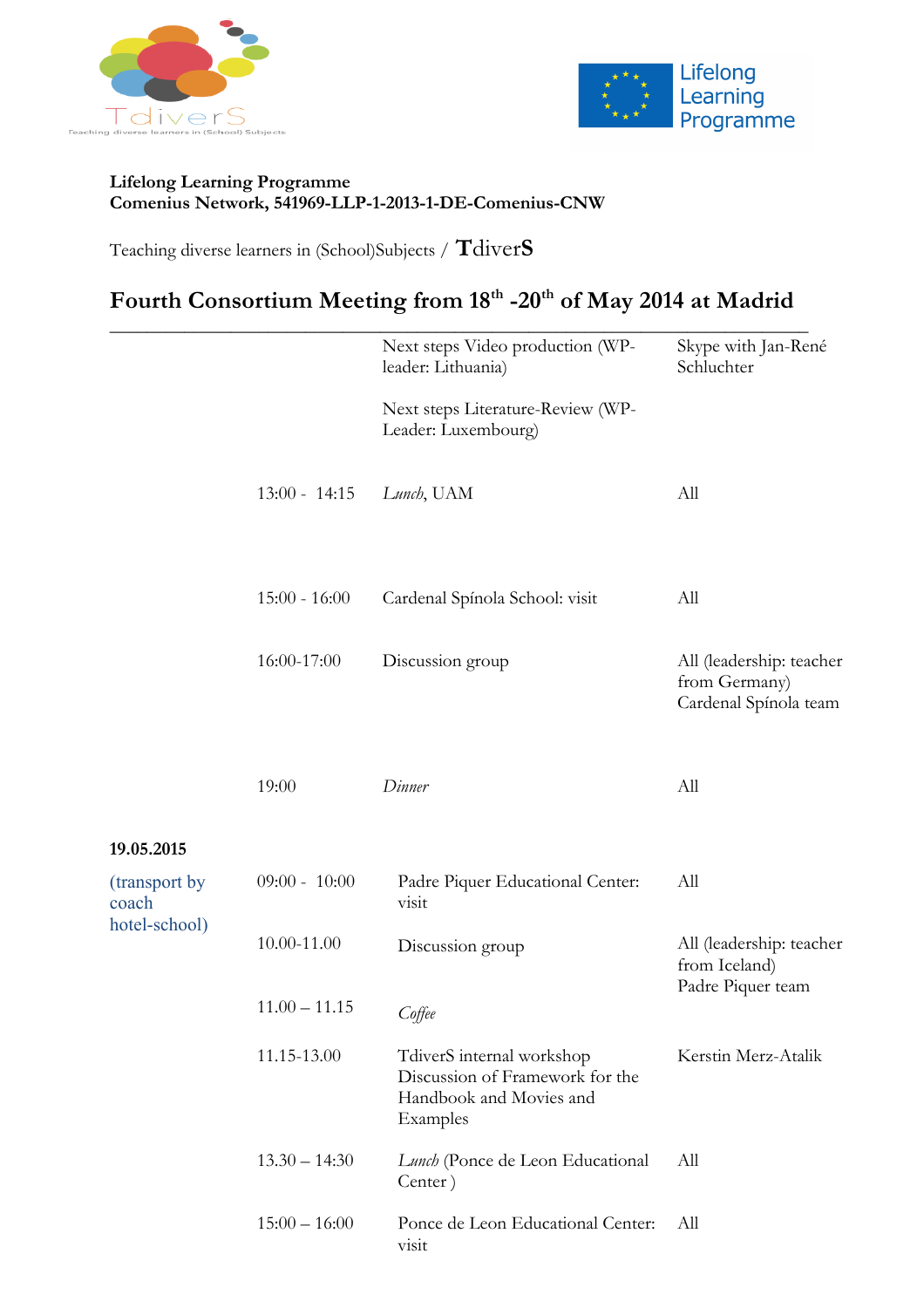**Lifelong Learning Programme**
**Comenius Network, 541969-LLP-1-2013-1-DE-Comenius-CNW**

Teaching diverse learners in (School)Subjects / **TdiverS**

## Fourth Consortium Meeting from 18th -20th of May 2014 at Madrid

| | | | |
|---|---|---|---|
| | | Next steps Video production (WP-leader: Lithuania) | Skype with Jan-René Schluchter |
| | | Next steps Literature-Review (WP-Leader: Luxembourg) | |
| | 13:00 - 14:15 | *Lunch*, UAM | All |
| | 15:00 - 16:00 | Cardenal Spínola School: visit | All |
| | 16:00-17:00 | Discussion group | All (leadership: teacher from Germany) Cardenal Spínola team |
| | 19:00 | *Dinner* | All |
| **19.05.2015** | | | |
| (transport by coach hotel-school) | 09:00 - 10:00 | Padre Piquer Educational Center: visit | All |
| | 10.00-11.00 | Discussion group | All (leadership: teacher from Iceland) Padre Piquer team |
| | 11.00 – 11.15 | *Coffee* | |
| | 11.15-13.00 | TdiverS internal workshop Discussion of Framework for the Handbook and Movies and Examples | Kerstin Merz-Atalik |
| | 13.30 – 14:30 | *Lunch* (Ponce de Leon Educational Center ) | All |
| | 15:00 – 16:00 | Ponce de Leon Educational Center: visit | All |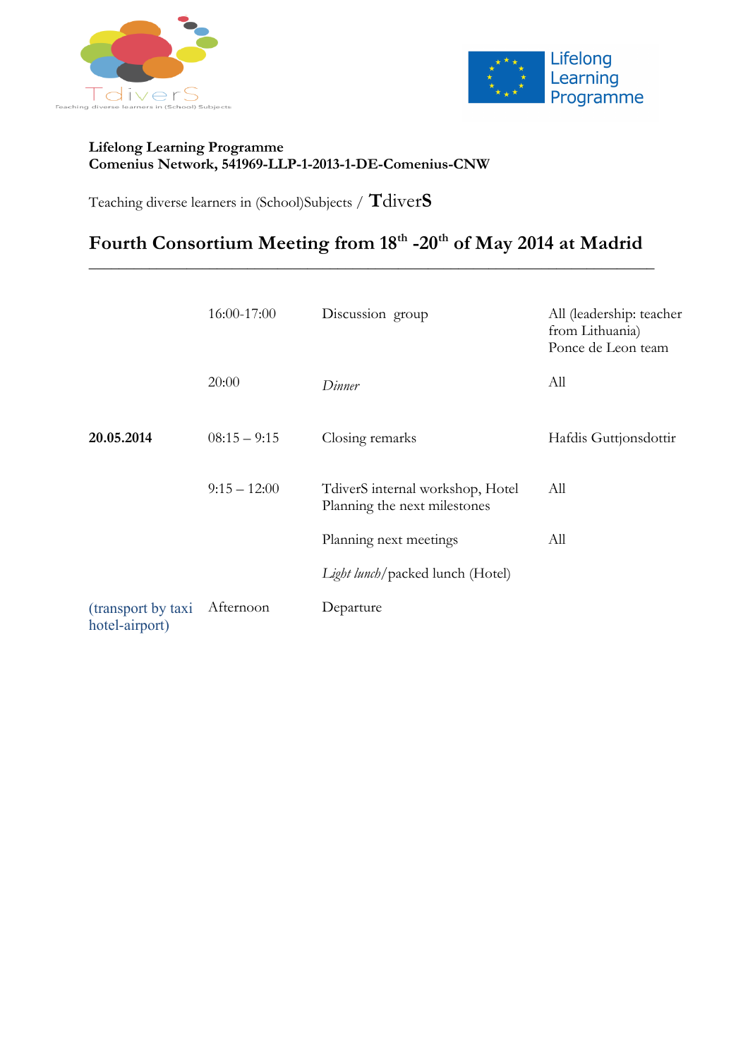**Lifelong Learning Programme**
**Comenius Network, 541969-LLP-1-2013-1-DE-Comenius-CNW**

Teaching diverse learners in (School)Subjects / **TdiverS**

## Fourth Consortium Meeting from 18th -20th of May 2014 at Madrid

---

| | | | |
|---|---|---|---|
| | 16:00-17:00 | Discussion group | All (leadership: teacher from Lithuania) Ponce de Leon team |
| | 20:00 | *Dinner* | All |
| **20.05.2014** | 08:15 – 9:15 | Closing remarks | Hafdis Guttjonsdottir |
| | 9:15 – 12:00 | TdiverS internal workshop, Hotel Planning the next milestones | All |
| | | Planning next meetings | All |
| | | *Light lunch*/packed lunch (Hotel) | |
| (transport by taxi hotel-airport) | Afternoon | Departure | |